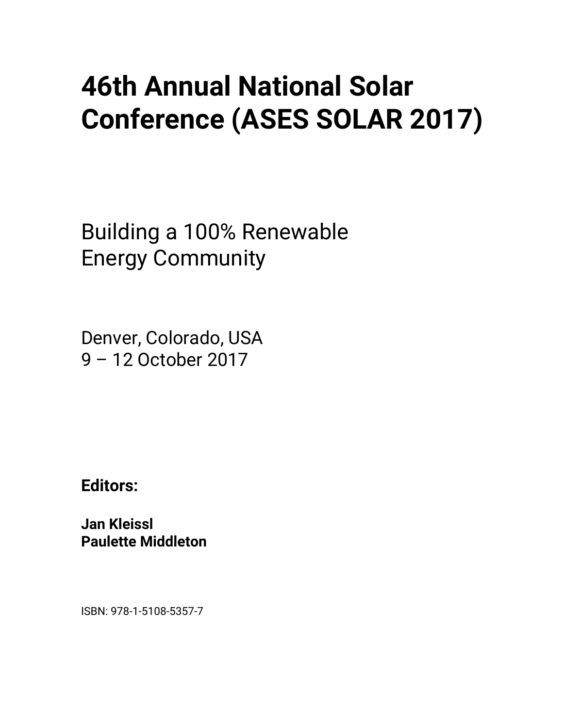# 46th Annual National Solar Conference (ASES SOLAR 2017)

Building a 100% Renewable Energy Community

Denver, Colorado, USA
9 – 12 October 2017

**Editors:**

**Jan Kleissl**
**Paulette Middleton**

ISBN: 978-1-5108-5357-7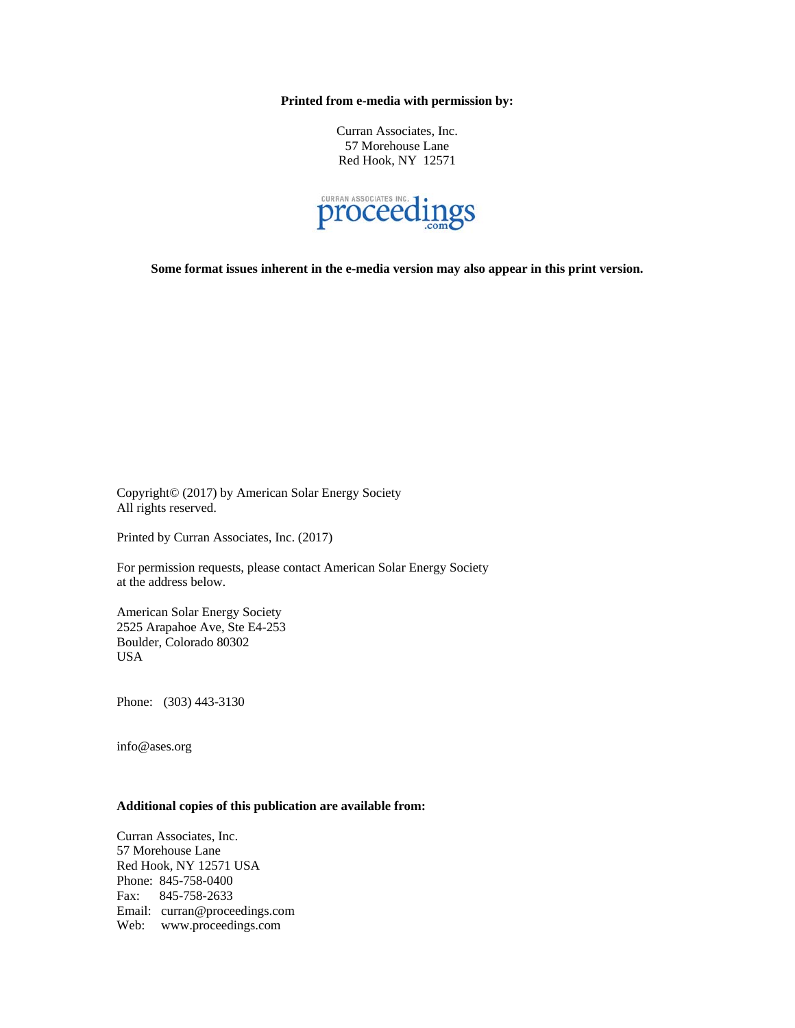**Printed from e-media with permission by:**

Curran Associates, Inc.
57 Morehouse Lane
Red Hook, NY 12571

CURRAN ASSOCIATES INC. proceedings .com

**Some format issues inherent in the e-media version may also appear in this print version.**

Copyright© (2017) by American Solar Energy Society
All rights reserved.

Printed by Curran Associates, Inc. (2017)

For permission requests, please contact American Solar Energy Society
at the address below.

American Solar Energy Society
2525 Arapahoe Ave, Ste E4-253
Boulder, Colorado 80302
USA

Phone: (303) 443-3130

info@ases.org

**Additional copies of this publication are available from:**

Curran Associates, Inc.
57 Morehouse Lane
Red Hook, NY 12571 USA
Phone: 845-758-0400
Fax: 845-758-2633
Email: curran@proceedings.com
Web: www.proceedings.com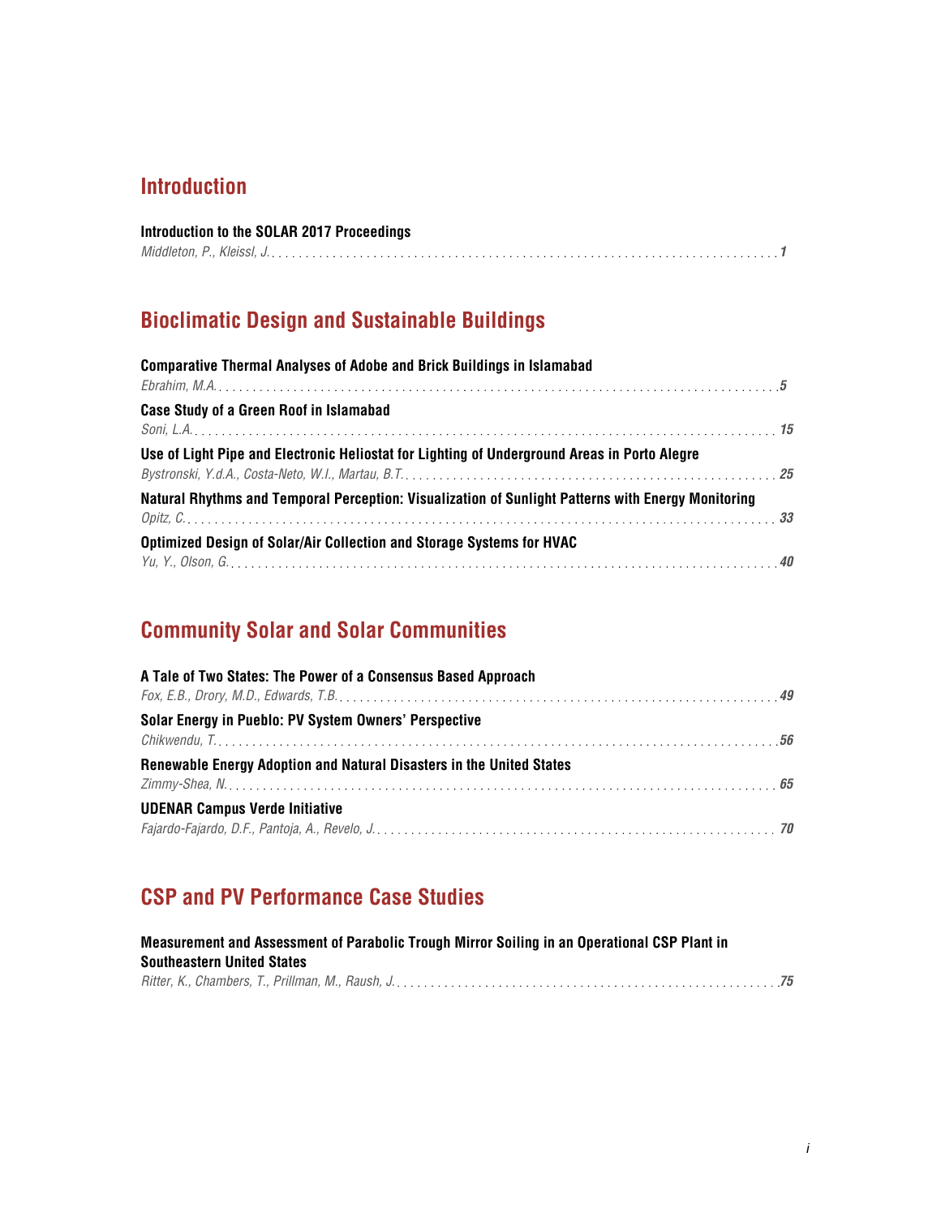## Introduction

**Introduction to the SOLAR 2017 Proceedings**
*Middleton, P., Kleissl, J.* . . . . . . . . . . *1*

## Bioclimatic Design and Sustainable Buildings

**Comparative Thermal Analyses of Adobe and Brick Buildings in Islamabad**
*Ebrahim, M.A.* . . . . . . . . . . *5*

**Case Study of a Green Roof in Islamabad**
*Soni, L.A.* . . . . . . . . . . *15*

**Use of Light Pipe and Electronic Heliostat for Lighting of Underground Areas in Porto Alegre**
*Bystronski, Y.d.A., Costa-Neto, W.I., Martau, B.T.* . . . . . . . . . . *25*

**Natural Rhythms and Temporal Perception: Visualization of Sunlight Patterns with Energy Monitoring**
*Opitz, C.* . . . . . . . . . . *33*

**Optimized Design of Solar/Air Collection and Storage Systems for HVAC**
*Yu, Y., Olson, G.* . . . . . . . . . . *40*

## Community Solar and Solar Communities

**A Tale of Two States: The Power of a Consensus Based Approach**
*Fox, E.B., Drory, M.D., Edwards, T.B.* . . . . . . . . . . *49*

**Solar Energy in Pueblo: PV System Owners' Perspective**
*Chikwendu, T.* . . . . . . . . . . *56*

**Renewable Energy Adoption and Natural Disasters in the United States**
*Zimmy-Shea, N.* . . . . . . . . . . *65*

**UDENAR Campus Verde Initiative**
*Fajardo-Fajardo, D.F., Pantoja, A., Revelo, J.* . . . . . . . . . . *70*

## CSP and PV Performance Case Studies

**Measurement and Assessment of Parabolic Trough Mirror Soiling in an Operational CSP Plant in Southeastern United States**
*Ritter, K., Chambers, T., Prillman, M., Raush, J.* . . . . . . . . . . *75*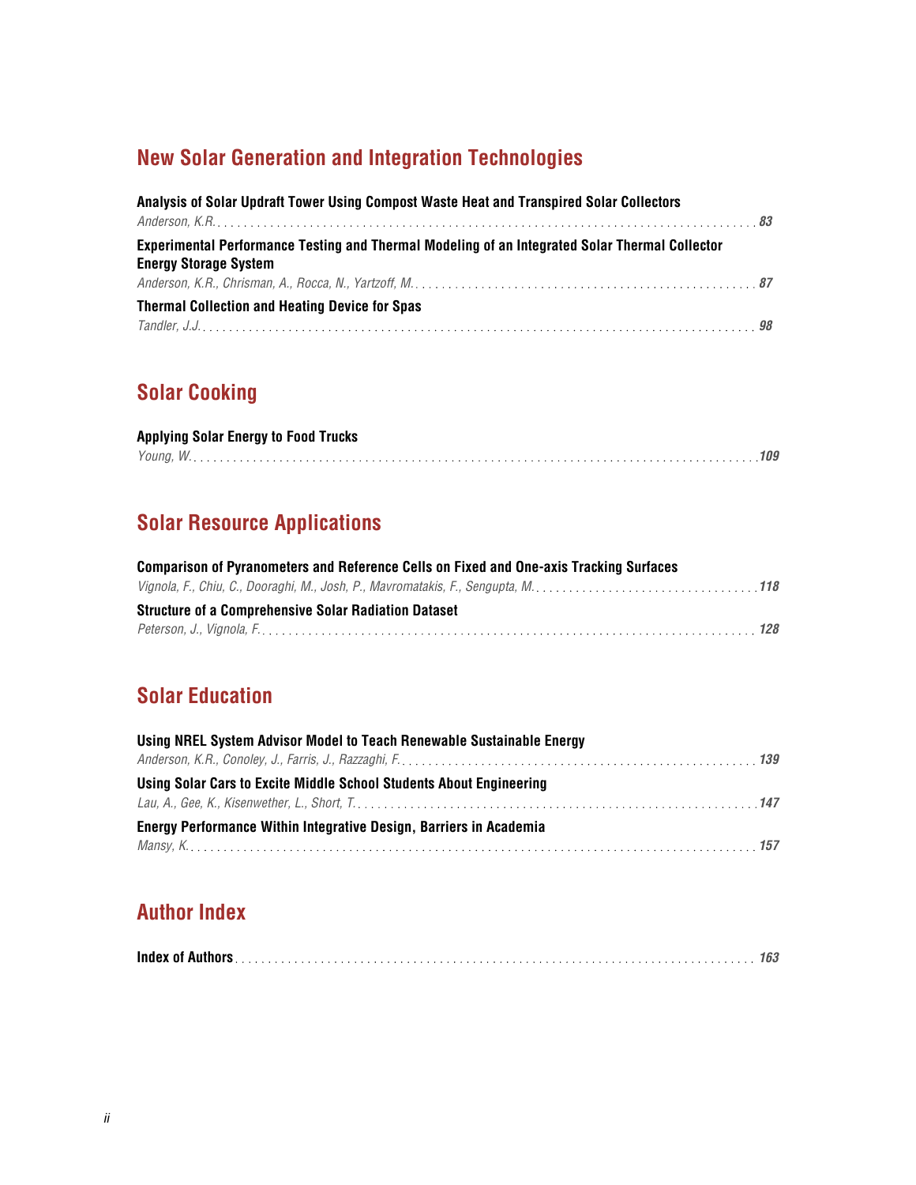## New Solar Generation and Integration Technologies

**Analysis of Solar Updraft Tower Using Compost Waste Heat and Transpired Solar Collectors**
*Anderson, K.R.* ........ **83**

**Experimental Performance Testing and Thermal Modeling of an Integrated Solar Thermal Collector Energy Storage System**
*Anderson, K.R., Chrisman, A., Rocca, N., Yartzoff, M.* ........ **87**

**Thermal Collection and Heating Device for Spas**
*Tandler, J.J.* ........ **98**

## Solar Cooking

**Applying Solar Energy to Food Trucks**
*Young, W.* ........ **109**

## Solar Resource Applications

**Comparison of Pyranometers and Reference Cells on Fixed and One-axis Tracking Surfaces**
*Vignola, F., Chiu, C., Dooraghi, M., Josh, P., Mavromatakis, F., Sengupta, M.* ........ **118**

**Structure of a Comprehensive Solar Radiation Dataset**
*Peterson, J., Vignola, F.* ........ **128**

## Solar Education

**Using NREL System Advisor Model to Teach Renewable Sustainable Energy**
*Anderson, K.R., Conoley, J., Farris, J., Razzaghi, F.* ........ **139**

**Using Solar Cars to Excite Middle School Students About Engineering**
*Lau, A., Gee, K., Kisenwether, L., Short, T.* ........ **147**

**Energy Performance Within Integrative Design, Barriers in Academia**
*Mansy, K.* ........ **157**

## Author Index

**Index of Authors** ........ **163**